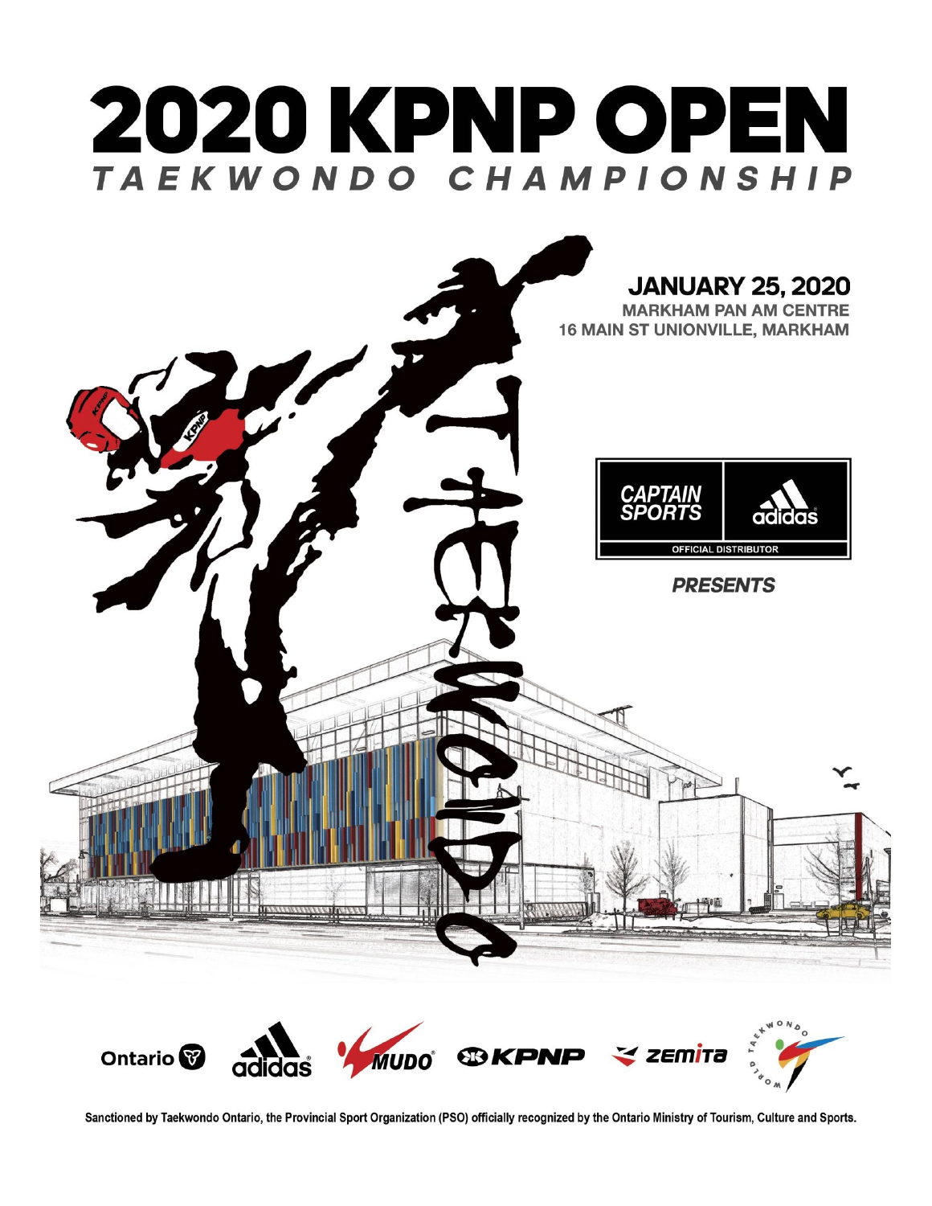# 2020 KPNP OPEN

## TAEKWONDO CHAMPIONSHIP

**JANUARY 25, 2020**

**MARKHAM PAN AM CENTRE**

**16 MAIN ST UNIONVILLE, MARKHAM**

CAPTAIN SPORTS | adidas

OFFICIAL DISTRIBUTOR

***PRESENTS***

Ontario adidas MUDO KPNP zemita World Taekwondo

Sanctioned by Taekwondo Ontario, the Provincial Sport Organization (PSO) officially recognized by the Ontario Ministry of Tourism, Culture and Sports.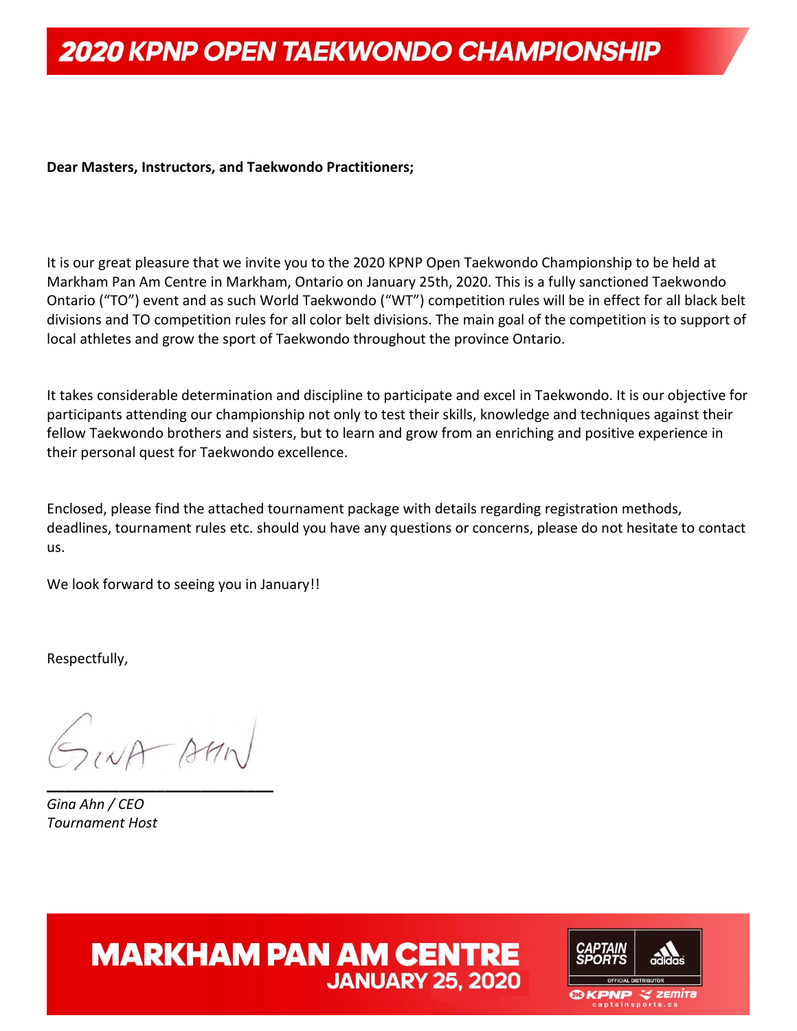# 2020 KPNP OPEN TAEKWONDO CHAMPIONSHIP

**Dear Masters, Instructors, and Taekwondo Practitioners;**

It is our great pleasure that we invite you to the 2020 KPNP Open Taekwondo Championship to be held at Markham Pan Am Centre in Markham, Ontario on January 25th, 2020. This is a fully sanctioned Taekwondo Ontario ("TO") event and as such World Taekwondo ("WT") competition rules will be in effect for all black belt divisions and TO competition rules for all color belt divisions. The main goal of the competition is to support of local athletes and grow the sport of Taekwondo throughout the province Ontario.

It takes considerable determination and discipline to participate and excel in Taekwondo. It is our objective for participants attending our championship not only to test their skills, knowledge and techniques against their fellow Taekwondo brothers and sisters, but to learn and grow from an enriching and positive experience in their personal quest for Taekwondo excellence.

Enclosed, please find the attached tournament package with details regarding registration methods, deadlines, tournament rules etc. should you have any questions or concerns, please do not hesitate to contact us.

We look forward to seeing you in January!!

Respectfully,

*Gina Ahn / CEO*
*Tournament Host*

**MARKHAM PAN AM CENTRE**
**JANUARY 25, 2020**

CAPTAIN SPORTS | adidas | OFFICIAL DISTRIBUTOR | KPNP | zemita | captainsports.ca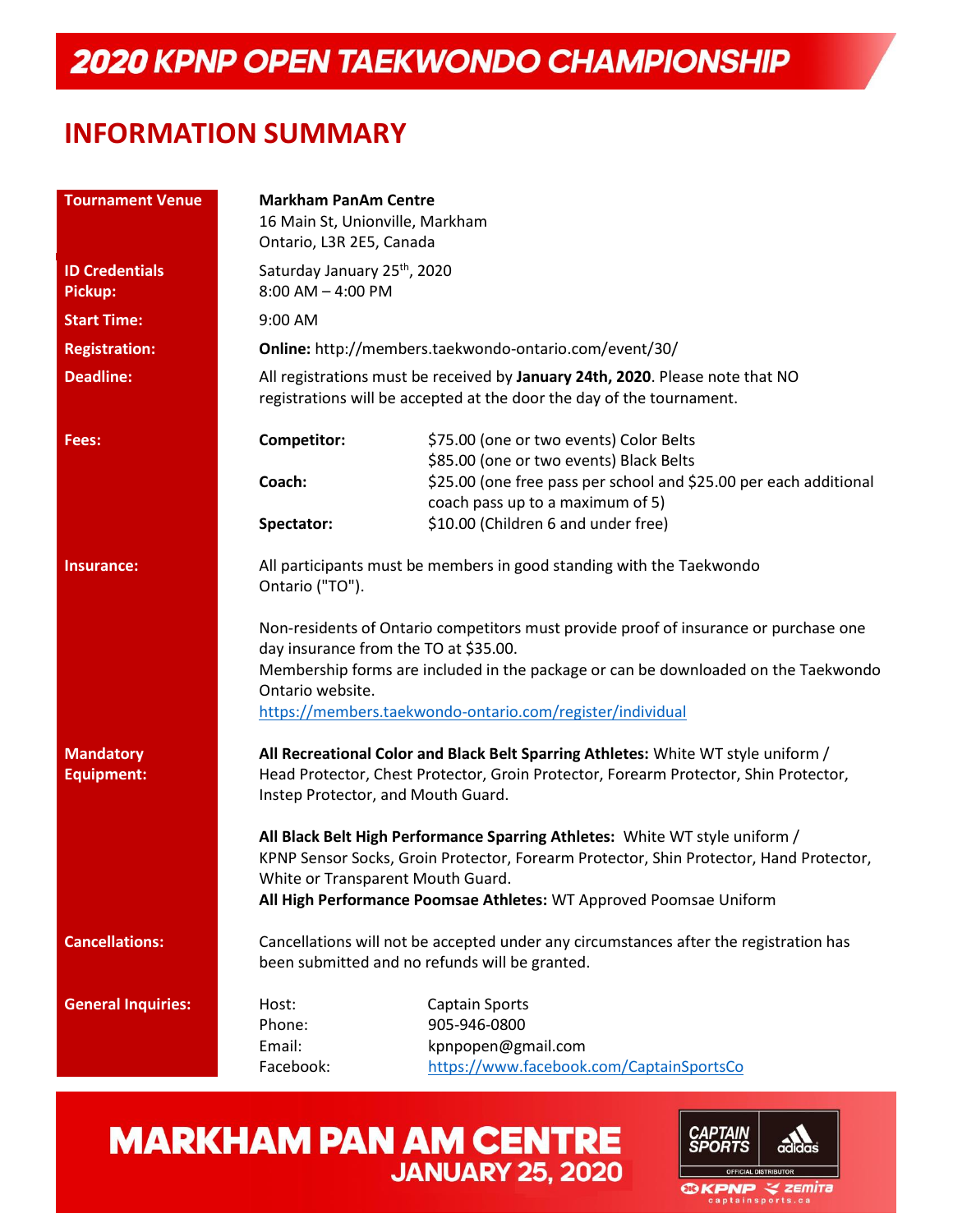# 2020 KPNP OPEN TAEKWONDO CHAMPIONSHIP

## INFORMATION SUMMARY

| | | |
|---|---|---|
| **Tournament Venue** | **Markham PanAm Centre**<br>16 Main St, Unionville, Markham<br>Ontario, L3R 2E5, Canada | |
| **ID Credentials Pickup:** | Saturday January 25th, 2020<br>8:00 AM – 4:00 PM | |
| **Start Time:** | 9:00 AM | |
| **Registration:** | **Online:** http://members.taekwondo-ontario.com/event/30/ | |
| **Deadline:** | All registrations must be received by **January 24th, 2020**. Please note that NO registrations will be accepted at the door the day of the tournament. | |
| **Fees:** | **Competitor:** | $75.00 (one or two events) Color Belts<br>$85.00 (one or two events) Black Belts |
| | **Coach:** | $25.00 (one free pass per school and $25.00 per each additional coach pass up to a maximum of 5) |
| | **Spectator:** | $10.00 (Children 6 and under free) |
| **Insurance:** | All participants must be members in good standing with the Taekwondo Ontario ("TO").<br><br>Non-residents of Ontario competitors must provide proof of insurance or purchase one day insurance from the TO at $35.00.<br>Membership forms are included in the package or can be downloaded on the Taekwondo Ontario website.<br>https://members.taekwondo-ontario.com/register/individual | |
| **Mandatory Equipment:** | **All Recreational Color and Black Belt Sparring Athletes:** White WT style uniform / Head Protector, Chest Protector, Groin Protector, Forearm Protector, Shin Protector, Instep Protector, and Mouth Guard.<br><br>**All Black Belt High Performance Sparring Athletes:** White WT style uniform / KPNP Sensor Socks, Groin Protector, Forearm Protector, Shin Protector, Hand Protector, White or Transparent Mouth Guard.<br>**All High Performance Poomsae Athletes:** WT Approved Poomsae Uniform | |
| **Cancellations:** | Cancellations will not be accepted under any circumstances after the registration has been submitted and no refunds will be granted. | |
| **General Inquiries:** | Host: | Captain Sports |
| | Phone: | 905-946-0800 |
| | Email: | kpnpopen@gmail.com |
| | Facebook: | https://www.facebook.com/CaptainSportsCo |

**MARKHAM PAN AM CENTRE**
**JANUARY 25, 2020**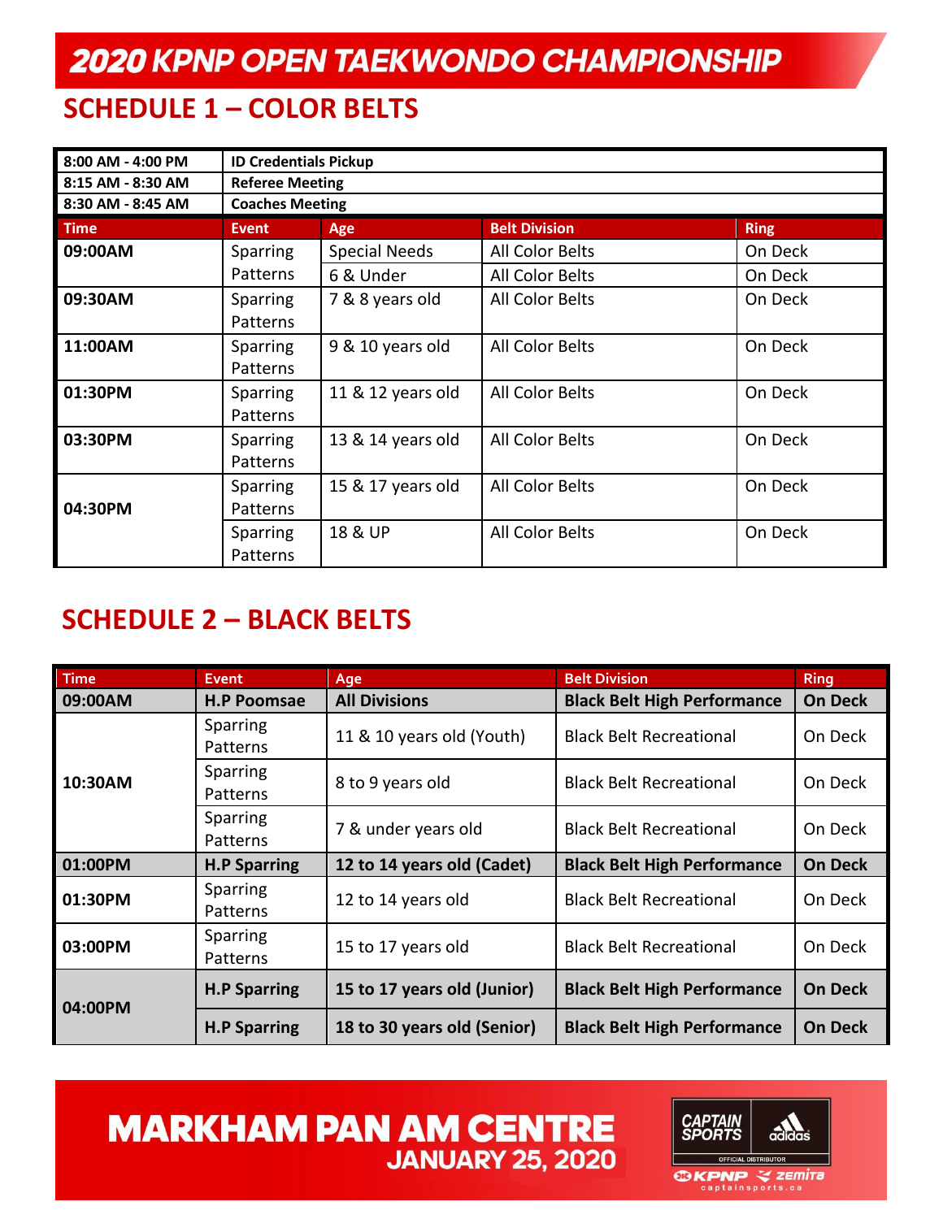# 2020 KPNP OPEN TAEKWONDO CHAMPIONSHIP

## SCHEDULE 1 – COLOR BELTS

| | | | | |
|---|---|---|---|---|
| **8:00 AM - 4:00 PM** | **ID Credentials Pickup** | | | |
| **8:15 AM - 8:30 AM** | **Referee Meeting** | | | |
| **8:30 AM - 8:45 AM** | **Coaches Meeting** | | | |

| Time | Event | Age | Belt Division | Ring |
|---|---|---|---|---|
| **09:00AM** | Sparring | Special Needs | All Color Belts | On Deck |
| | Patterns | 6 & Under | All Color Belts | On Deck |
| **09:30AM** | Sparring Patterns | 7 & 8 years old | All Color Belts | On Deck |
| **11:00AM** | Sparring Patterns | 9 & 10 years old | All Color Belts | On Deck |
| **01:30PM** | Sparring Patterns | 11 & 12 years old | All Color Belts | On Deck |
| **03:30PM** | Sparring Patterns | 13 & 14 years old | All Color Belts | On Deck |
| **04:30PM** | Sparring Patterns | 15 & 17 years old | All Color Belts | On Deck |
| | Sparring Patterns | 18 & UP | All Color Belts | On Deck |

## SCHEDULE 2 – BLACK BELTS

| Time | Event | Age | Belt Division | Ring |
|---|---|---|---|---|
| **09:00AM** | **H.P Poomsae** | **All Divisions** | **Black Belt High Performance** | **On Deck** |
| **10:30AM** | Sparring Patterns | 11 & 10 years old (Youth) | Black Belt Recreational | On Deck |
| | Sparring Patterns | 8 to 9 years old | Black Belt Recreational | On Deck |
| | Sparring Patterns | 7 & under years old | Black Belt Recreational | On Deck |
| **01:00PM** | **H.P Sparring** | **12 to 14 years old (Cadet)** | **Black Belt High Performance** | **On Deck** |
| **01:30PM** | Sparring Patterns | 12 to 14 years old | Black Belt Recreational | On Deck |
| **03:00PM** | Sparring Patterns | 15 to 17 years old | Black Belt Recreational | On Deck |
| **04:00PM** | **H.P Sparring** | **15 to 17 years old (Junior)** | **Black Belt High Performance** | **On Deck** |
| | **H.P Sparring** | **18 to 30 years old (Senior)** | **Black Belt High Performance** | **On Deck** |

**MARKHAM PAN AM CENTRE**
**JANUARY 25, 2020**

CAPTAIN SPORTS adidas OFFICIAL DISTRIBUTOR KPNP zemita captainsports.ca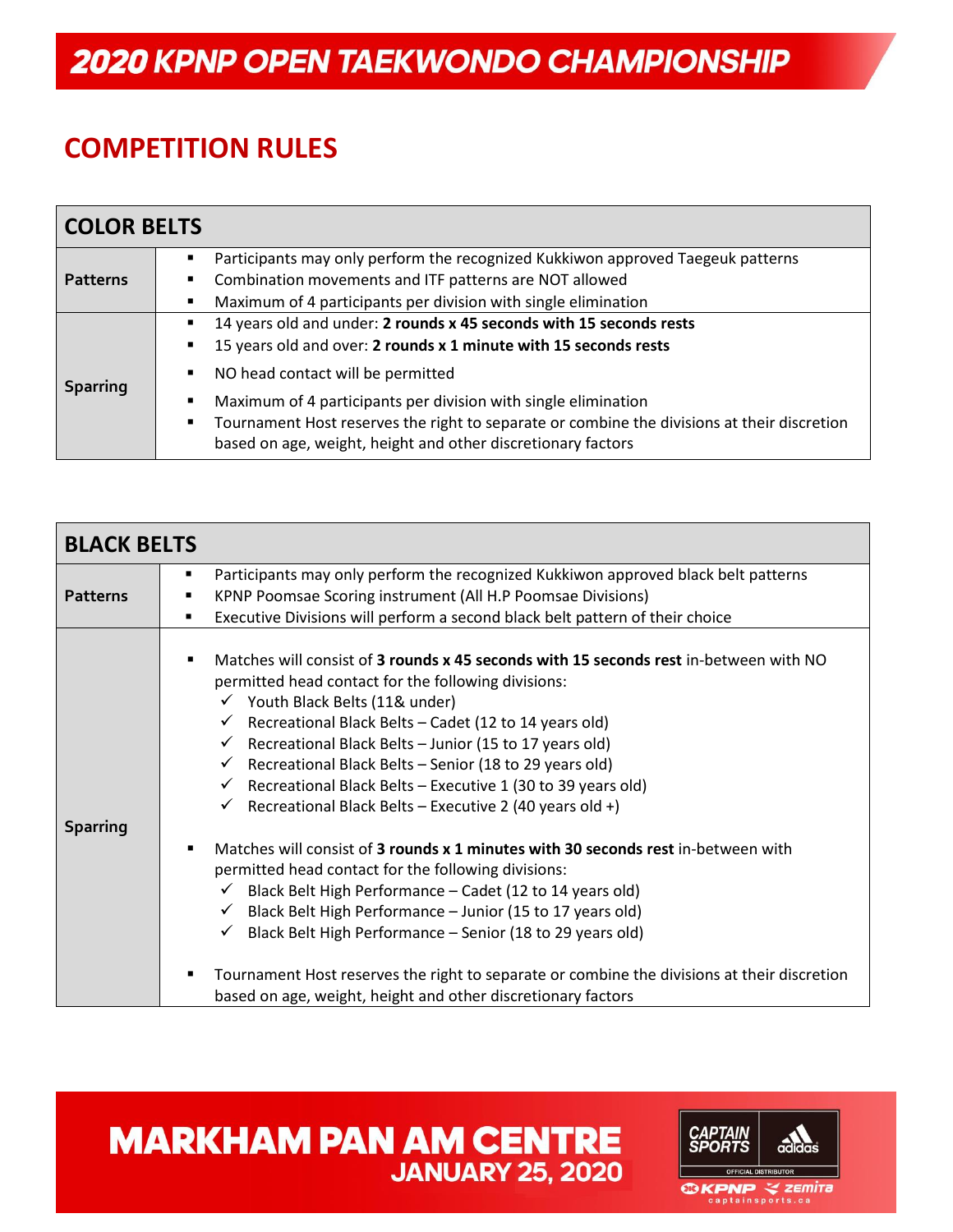# 2020 KPNP OPEN TAEKWONDO CHAMPIONSHIP

## COMPETITION RULES

| COLOR BELTS | |
|---|---|
| **Patterns** | ▪ Participants may only perform the recognized Kukkiwon approved Taegeuk patterns<br>▪ Combination movements and ITF patterns are NOT allowed<br>▪ Maximum of 4 participants per division with single elimination |
| **Sparring** | ▪ 14 years old and under: **2 rounds x 45 seconds with 15 seconds rests**<br>▪ 15 years old and over: **2 rounds x 1 minute with 15 seconds rests**<br>▪ NO head contact will be permitted<br>▪ Maximum of 4 participants per division with single elimination<br>▪ Tournament Host reserves the right to separate or combine the divisions at their discretion based on age, weight, height and other discretionary factors |

| BLACK BELTS | |
|---|---|
| **Patterns** | ▪ Participants may only perform the recognized Kukkiwon approved black belt patterns<br>▪ KPNP Poomsae Scoring instrument (All H.P Poomsae Divisions)<br>▪ Executive Divisions will perform a second black belt pattern of their choice |
| **Sparring** | ▪ Matches will consist of **3 rounds x 45 seconds with 15 seconds rest** in-between with NO permitted head contact for the following divisions:<br>✓ Youth Black Belts (11& under)<br>✓ Recreational Black Belts – Cadet (12 to 14 years old)<br>✓ Recreational Black Belts – Junior (15 to 17 years old)<br>✓ Recreational Black Belts – Senior (18 to 29 years old)<br>✓ Recreational Black Belts – Executive 1 (30 to 39 years old)<br>✓ Recreational Black Belts – Executive 2 (40 years old +)<br><br>▪ Matches will consist of **3 rounds x 1 minutes with 30 seconds rest** in-between with permitted head contact for the following divisions:<br>✓ Black Belt High Performance – Cadet (12 to 14 years old)<br>✓ Black Belt High Performance – Junior (15 to 17 years old)<br>✓ Black Belt High Performance – Senior (18 to 29 years old)<br><br>▪ Tournament Host reserves the right to separate or combine the divisions at their discretion based on age, weight, height and other discretionary factors |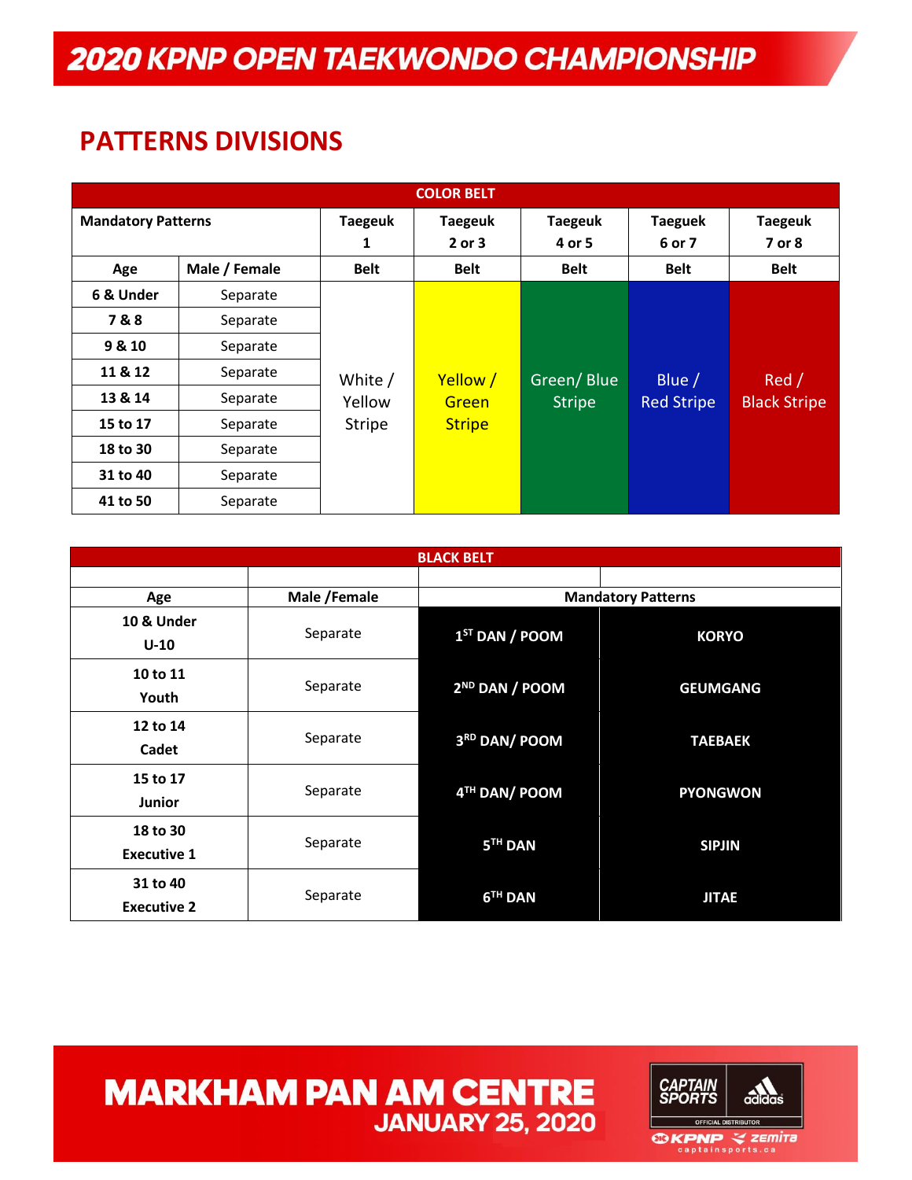# 2020 KPNP OPEN TAEKWONDO CHAMPIONSHIP

## PATTERNS DIVISIONS

| COLOR BELT | | | | | | |
|---|---|---|---|---|---|---|
| Mandatory Patterns | | Taegeuk 1 | Taegeuk 2 or 3 | Taegeuk 4 or 5 | Taegeuk 6 or 7 | Taegeuk 7 or 8 |
| Age | Male / Female | Belt | Belt | Belt | Belt | Belt |
| 6 & Under | Separate | White / Yellow Stripe | Yellow / Green Stripe | Green/ Blue Stripe | Blue / Red Stripe | Red / Black Stripe |
| 7 & 8 | Separate | | | | | |
| 9 & 10 | Separate | | | | | |
| 11 & 12 | Separate | | | | | |
| 13 & 14 | Separate | | | | | |
| 15 to 17 | Separate | | | | | |
| 18 to 30 | Separate | | | | | |
| 31 to 40 | Separate | | | | | |
| 41 to 50 | Separate | | | | | |

| BLACK BELT | | | |
|---|---|---|---|
| Age | Male /Female | Mandatory Patterns | |
| 10 & Under U-10 | Separate | 1ST DAN / POOM | KORYO |
| 10 to 11 Youth | Separate | 2ND DAN / POOM | GEUMGANG |
| 12 to 14 Cadet | Separate | 3RD DAN/ POOM | TAEBAEK |
| 15 to 17 Junior | Separate | 4TH DAN/ POOM | PYONGWON |
| 18 to 30 Executive 1 | Separate | 5TH DAN | SIPJIN |
| 31 to 40 Executive 2 | Separate | 6TH DAN | JITAE |

MARKHAM PAN AM CENTRE
JANUARY 25, 2020

CAPTAIN SPORTS adidas OFFICIAL DISTRIBUTOR
KPNP zemita
captainsports.ca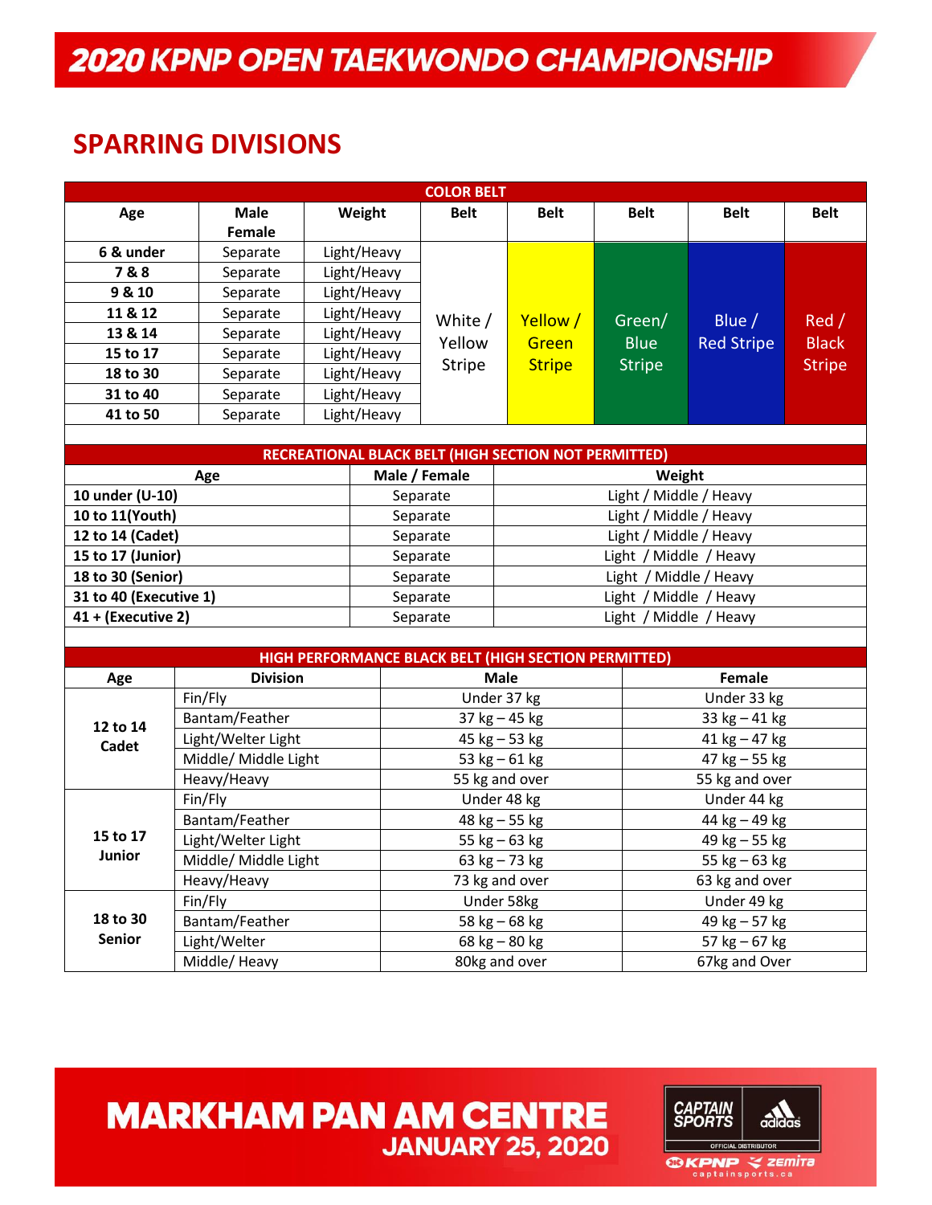# 2020 KPNP OPEN TAEKWONDO CHAMPIONSHIP

## SPARRING DIVISIONS

| COLOR BELT | | | | | | | |
|---|---|---|---|---|---|---|---|
| Age | Male Female | Weight | Belt | Belt | Belt | Belt | Belt |
| 6 & under | Separate | Light/Heavy | White / Yellow Stripe | Yellow / Green Stripe | Green/ Blue Stripe | Blue / Red Stripe | Red / Black Stripe |
| 7 & 8 | Separate | Light/Heavy | | | | | |
| 9 & 10 | Separate | Light/Heavy | | | | | |
| 11 & 12 | Separate | Light/Heavy | | | | | |
| 13 & 14 | Separate | Light/Heavy | | | | | |
| 15 to 17 | Separate | Light/Heavy | | | | | |
| 18 to 30 | Separate | Light/Heavy | | | | | |
| 31 to 40 | Separate | Light/Heavy | | | | | |
| 41 to 50 | Separate | Light/Heavy | | | | | |

| RECREATIONAL BLACK BELT (HIGH SECTION NOT PERMITTED) | | |
|---|---|---|
| Age | Male / Female | Weight |
| 10 under (U-10) | Separate | Light / Middle / Heavy |
| 10 to 11(Youth) | Separate | Light / Middle / Heavy |
| 12 to 14 (Cadet) | Separate | Light / Middle / Heavy |
| 15 to 17 (Junior) | Separate | Light / Middle / Heavy |
| 18 to 30 (Senior) | Separate | Light / Middle / Heavy |
| 31 to 40 (Executive 1) | Separate | Light / Middle / Heavy |
| 41 + (Executive 2) | Separate | Light / Middle / Heavy |

| HIGH PERFORMANCE BLACK BELT (HIGH SECTION PERMITTED) | | | |
|---|---|---|---|
| Age | Division | Male | Female |
| 12 to 14 Cadet | Fin/Fly | Under 37 kg | Under 33 kg |
| | Bantam/Feather | 37 kg – 45 kg | 33 kg – 41 kg |
| | Light/Welter Light | 45 kg – 53 kg | 41 kg – 47 kg |
| | Middle/ Middle Light | 53 kg – 61 kg | 47 kg – 55 kg |
| | Heavy/Heavy | 55 kg and over | 55 kg and over |
| 15 to 17 Junior | Fin/Fly | Under 48 kg | Under 44 kg |
| | Bantam/Feather | 48 kg – 55 kg | 44 kg – 49 kg |
| | Light/Welter Light | 55 kg – 63 kg | 49 kg – 55 kg |
| | Middle/ Middle Light | 63 kg – 73 kg | 55 kg – 63 kg |
| | Heavy/Heavy | 73 kg and over | 63 kg and over |
| 18 to 30 Senior | Fin/Fly | Under 58kg | Under 49 kg |
| | Bantam/Feather | 58 kg – 68 kg | 49 kg – 57 kg |
| | Light/Welter | 68 kg – 80 kg | 57 kg – 67 kg |
| | Middle/ Heavy | 80kg and over | 67kg and Over |

MARKHAM PAN AM CENTRE
JANUARY 25, 2020

CAPTAIN SPORTS adidas OFFICIAL DISTRIBUTOR
KPNP zemita
captainsports.ca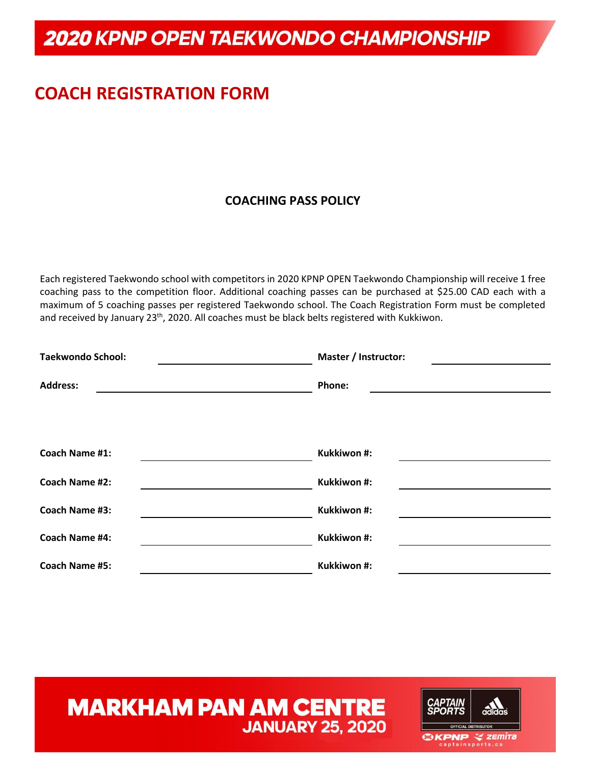# 2020 KPNP OPEN TAEKWONDO CHAMPIONSHIP

## COACH REGISTRATION FORM

### COACHING PASS POLICY

Each registered Taekwondo school with competitors in 2020 KPNP OPEN Taekwondo Championship will receive 1 free coaching pass to the competition floor. Additional coaching passes can be purchased at $25.00 CAD each with a maximum of 5 coaching passes per registered Taekwondo school. The Coach Registration Form must be completed and received by January 23th, 2020. All coaches must be black belts registered with Kukkiwon.

**Taekwondo School:** ____________________ **Master / Instructor:** ____________________

**Address:** ____________________ **Phone:** ____________________

**Coach Name #1:** ____________________ **Kukkiwon #:** ____________________

**Coach Name #2:** ____________________ **Kukkiwon #:** ____________________

**Coach Name #3:** ____________________ **Kukkiwon #:** ____________________

**Coach Name #4:** ____________________ **Kukkiwon #:** ____________________

**Coach Name #5:** ____________________ **Kukkiwon #:** ____________________

**MARKHAM PAN AM CENTRE**
**JANUARY 25, 2020**

CAPTAIN SPORTS adidas OFFICIAL DISTRIBUTOR
KPNP zemita
captainsports.ca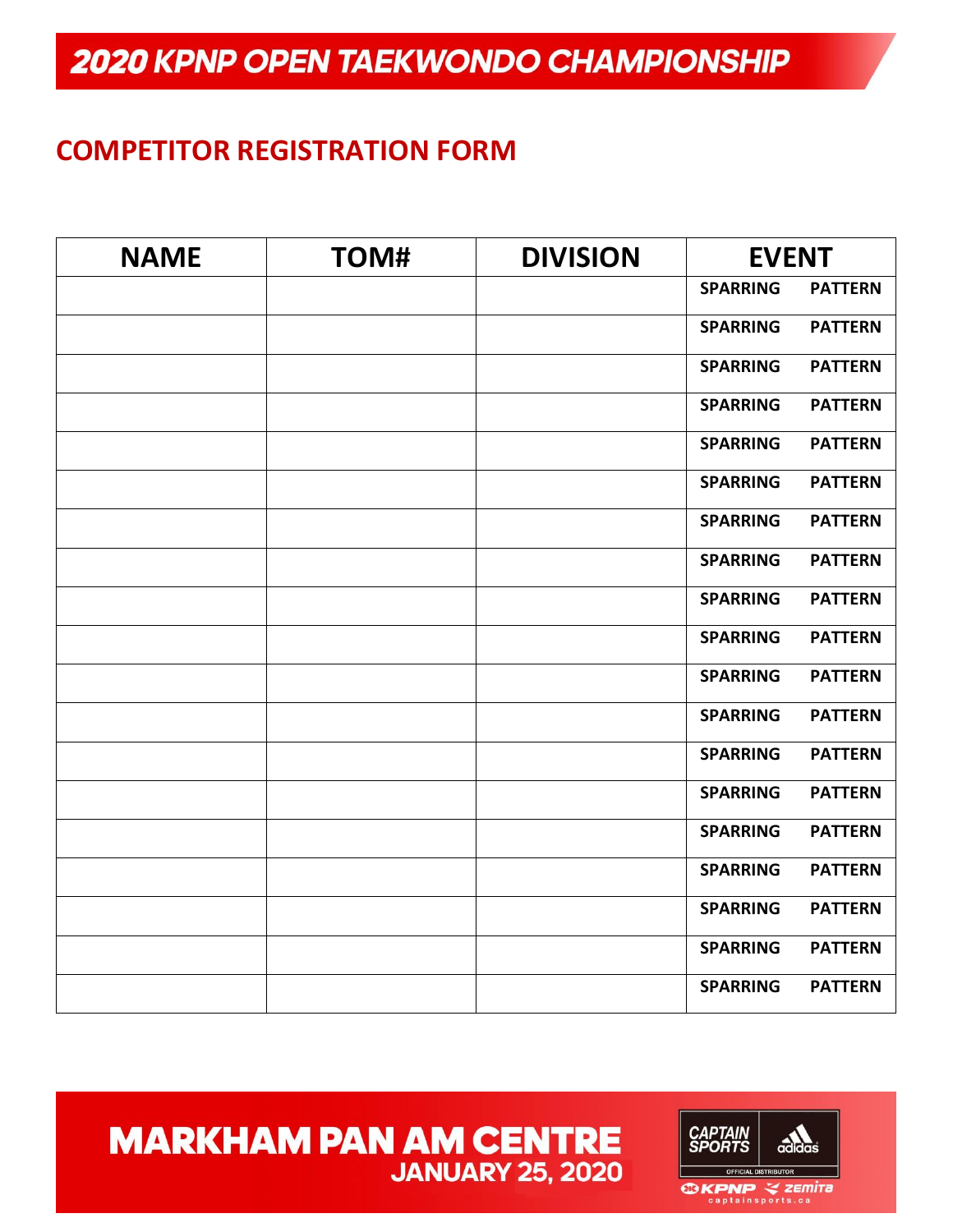# 2020 KPNP OPEN TAEKWONDO CHAMPIONSHIP

## COMPETITOR REGISTRATION FORM

| NAME | TOM# | DIVISION | EVENT |
|---|---|---|---|
| | | | SPARRING PATTERN |
| | | | SPARRING PATTERN |
| | | | SPARRING PATTERN |
| | | | SPARRING PATTERN |
| | | | SPARRING PATTERN |
| | | | SPARRING PATTERN |
| | | | SPARRING PATTERN |
| | | | SPARRING PATTERN |
| | | | SPARRING PATTERN |
| | | | SPARRING PATTERN |
| | | | SPARRING PATTERN |
| | | | SPARRING PATTERN |
| | | | SPARRING PATTERN |
| | | | SPARRING PATTERN |
| | | | SPARRING PATTERN |
| | | | SPARRING PATTERN |
| | | | SPARRING PATTERN |
| | | | SPARRING PATTERN |
| | | | SPARRING PATTERN |

MARKHAM PAN AM CENTRE
JANUARY 25, 2020

CAPTAIN SPORTS adidas OFFICIAL DISTRIBUTOR
KPNP zemita
captainsports.ca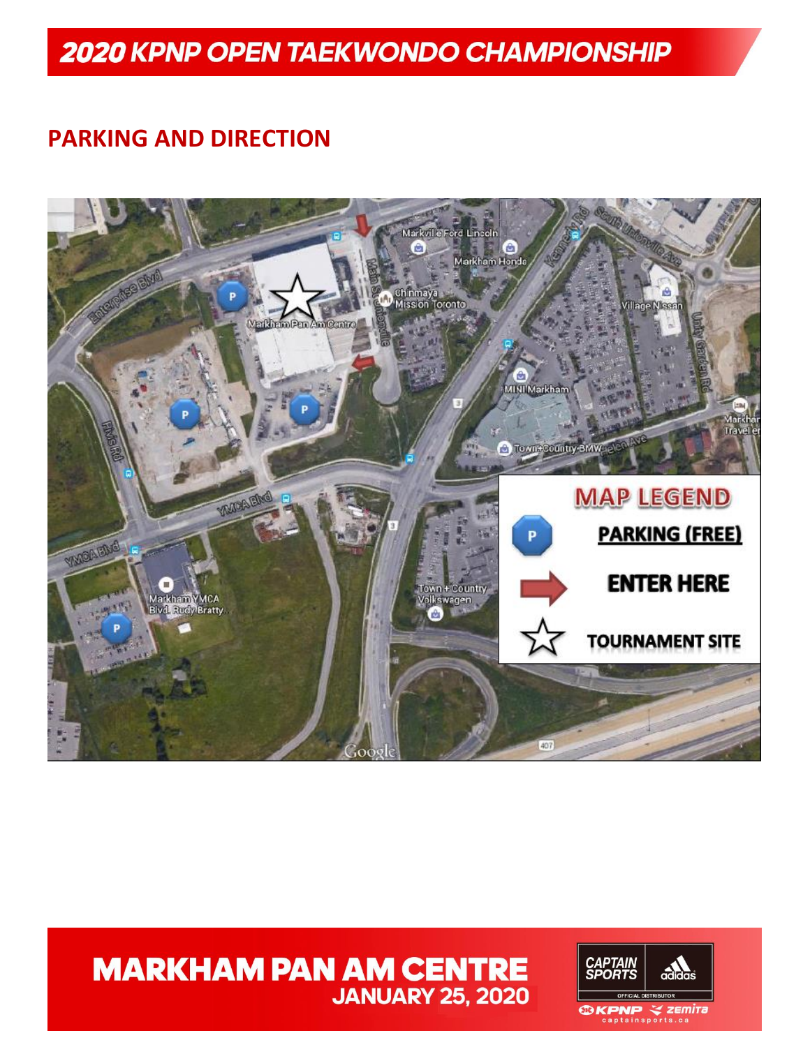# 2020 KPNP OPEN TAEKWONDO CHAMPIONSHIP

## PARKING AND DIRECTION

MAP LEGEND

PARKING (FREE)

ENTER HERE

TOURNAMENT SITE

**MARKHAM PAN AM CENTRE**
**JANUARY 25, 2020**